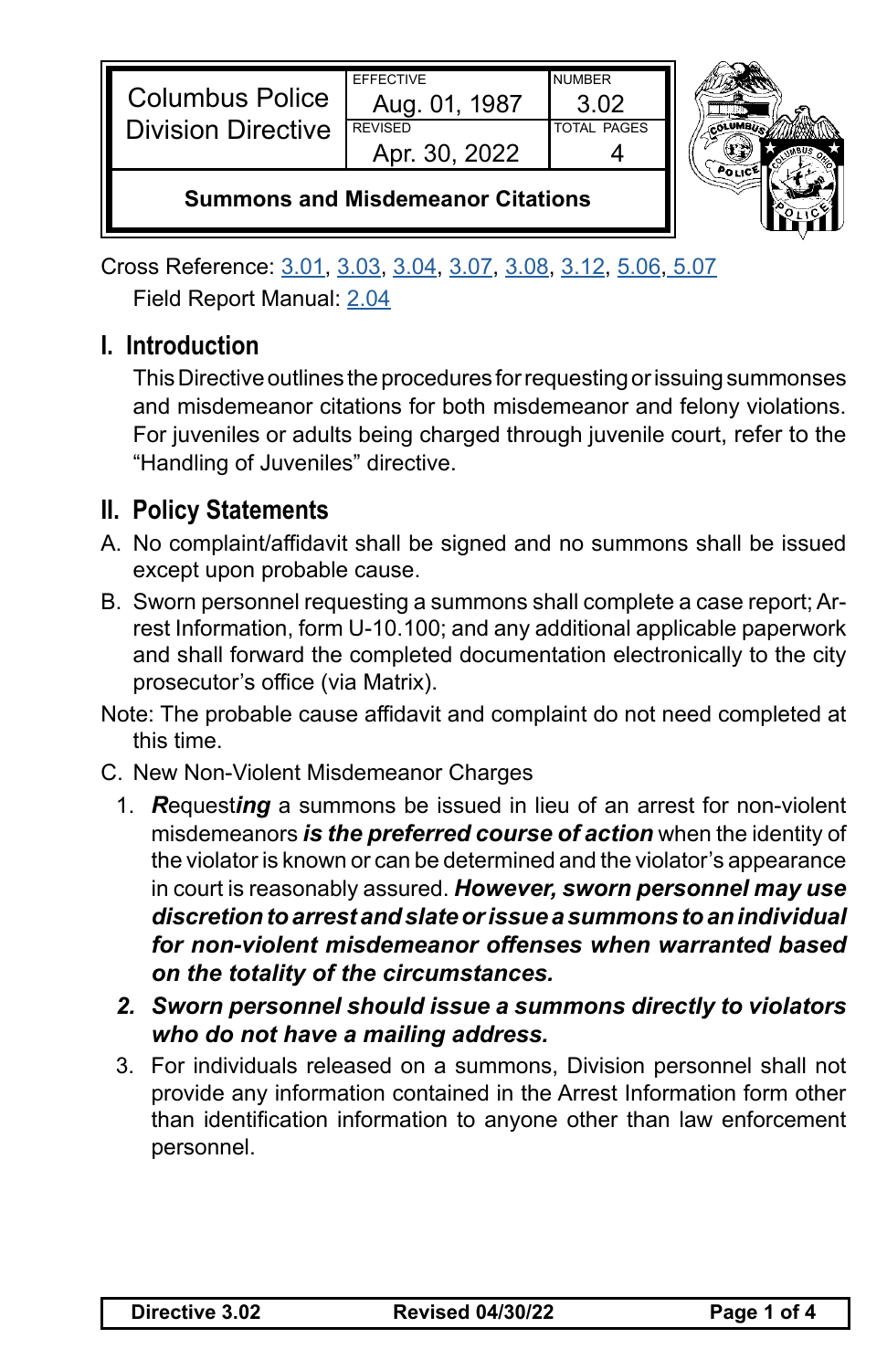| Columbus Police Division Directive | EFFECTIVE Aug. 01, 1987 | NUMBER 3.02 |
| --- | --- | --- |
| | REVISED Apr. 30, 2022 | TOTAL PAGES 4 |
| **Summons and Misdemeanor Citations** | | |

Cross Reference: 3.01, 3.03, 3.04, 3.07, 3.08, 3.12, 5.06, 5.07
Field Report Manual: 2.04

## I. Introduction

This Directive outlines the procedures for requesting or issuing summonses and misdemeanor citations for both misdemeanor and felony violations. For juveniles or adults being charged through juvenile court, refer to the "Handling of Juveniles" directive.

## II. Policy Statements

A. No complaint/affidavit shall be signed and no summons shall be issued except upon probable cause.

B. Sworn personnel requesting a summons shall complete a case report; Arrest Information, form U-10.100; and any additional applicable paperwork and shall forward the completed documentation electronically to the city prosecutor's office (via Matrix).

Note: The probable cause affidavit and complaint do not need completed at this time.

C. New Non-Violent Misdemeanor Charges

1. ***R***equest***ing*** a summons be issued in lieu of an arrest for non-violent misdemeanors ***is the preferred course of action*** when the identity of the violator is known or can be determined and the violator's appearance in court is reasonably assured. ***However, sworn personnel may use discretion to arrest and slate or issue a summons to an individual for non-violent misdemeanor offenses when warranted based on the totality of the circumstances.***

2. ***Sworn personnel should issue a summons directly to violators who do not have a mailing address.***

3. For individuals released on a summons, Division personnel shall not provide any information contained in the Arrest Information form other than identification information to anyone other than law enforcement personnel.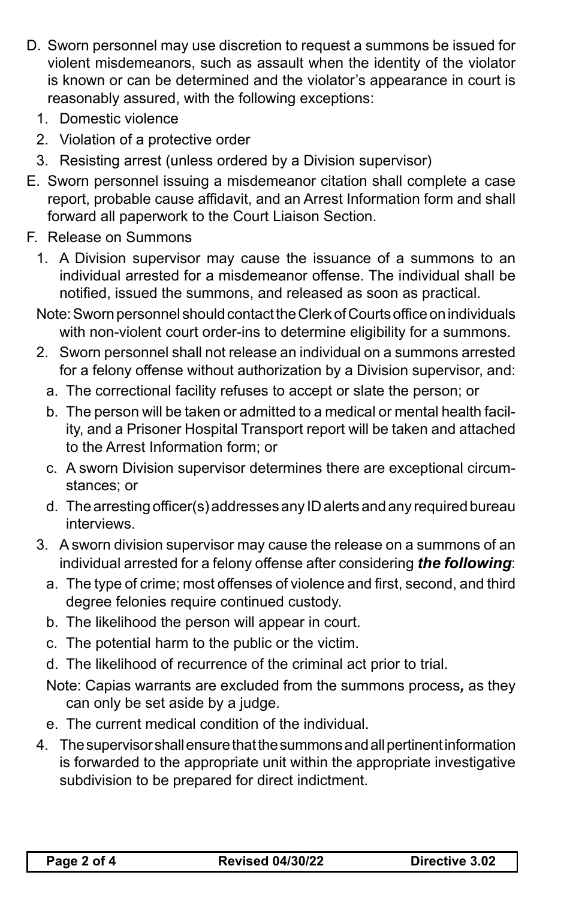D. Sworn personnel may use discretion to request a summons be issued for violent misdemeanors, such as assault when the identity of the violator is known or can be determined and the violator's appearance in court is reasonably assured, with the following exceptions:

   1. Domestic violence
   2. Violation of a protective order
   3. Resisting arrest (unless ordered by a Division supervisor)

E. Sworn personnel issuing a misdemeanor citation shall complete a case report, probable cause affidavit, and an Arrest Information form and shall forward all paperwork to the Court Liaison Section.

F. Release on Summons

   1. A Division supervisor may cause the issuance of a summons to an individual arrested for a misdemeanor offense. The individual shall be notified, issued the summons, and released as soon as practical.

   Note: Sworn personnel should contact the Clerk of Courts office on individuals with non-violent court order-ins to determine eligibility for a summons.

   2. Sworn personnel shall not release an individual on a summons arrested for a felony offense without authorization by a Division supervisor, and:
      a. The correctional facility refuses to accept or slate the person; or
      b. The person will be taken or admitted to a medical or mental health facility, and a Prisoner Hospital Transport report will be taken and attached to the Arrest Information form; or
      c. A sworn Division supervisor determines there are exceptional circumstances; or
      d. The arresting officer(s) addresses any ID alerts and any required bureau interviews.

   3. A sworn division supervisor may cause the release on a summons of an individual arrested for a felony offense after considering ***the following***:
      a. The type of crime; most offenses of violence and first, second, and third degree felonies require continued custody.
      b. The likelihood the person will appear in court.
      c. The potential harm to the public or the victim.
      d. The likelihood of recurrence of the criminal act prior to trial.

      Note: Capias warrants are excluded from the summons process*,* as they can only be set aside by a judge.

      e. The current medical condition of the individual.

   4. The supervisor shall ensure that the summons and all pertinent information is forwarded to the appropriate unit within the appropriate investigative subdivision to be prepared for direct indictment.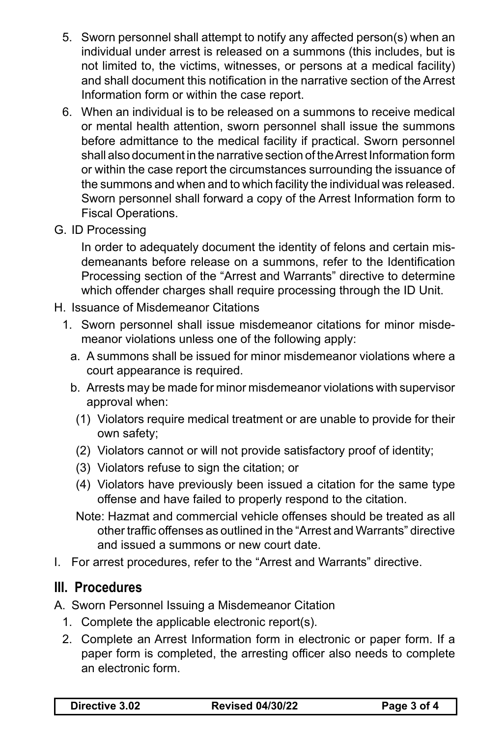5. Sworn personnel shall attempt to notify any affected person(s) when an individual under arrest is released on a summons (this includes, but is not limited to, the victims, witnesses, or persons at a medical facility) and shall document this notification in the narrative section of the Arrest Information form or within the case report.
6. When an individual is to be released on a summons to receive medical or mental health attention, sworn personnel shall issue the summons before admittance to the medical facility if practical. Sworn personnel shall also document in the narrative section of the Arrest Information form or within the case report the circumstances surrounding the issuance of the summons and when and to which facility the individual was released. Sworn personnel shall forward a copy of the Arrest Information form to Fiscal Operations.

G. ID Processing

In order to adequately document the identity of felons and certain misdemeanants before release on a summons, refer to the Identification Processing section of the "Arrest and Warrants" directive to determine which offender charges shall require processing through the ID Unit.

H. Issuance of Misdemeanor Citations

1. Sworn personnel shall issue misdemeanor citations for minor misdemeanor violations unless one of the following apply:
   a. A summons shall be issued for minor misdemeanor violations where a court appearance is required.
   b. Arrests may be made for minor misdemeanor violations with supervisor approval when:
      (1) Violators require medical treatment or are unable to provide for their own safety;
      (2) Violators cannot or will not provide satisfactory proof of identity;
      (3) Violators refuse to sign the citation; or
      (4) Violators have previously been issued a citation for the same type offense and have failed to properly respond to the citation.

   Note: Hazmat and commercial vehicle offenses should be treated as all other traffic offenses as outlined in the "Arrest and Warrants" directive and issued a summons or new court date.

I. For arrest procedures, refer to the "Arrest and Warrants" directive.

## III. Procedures

A. Sworn Personnel Issuing a Misdemeanor Citation

1. Complete the applicable electronic report(s).
2. Complete an Arrest Information form in electronic or paper form. If a paper form is completed, the arresting officer also needs to complete an electronic form.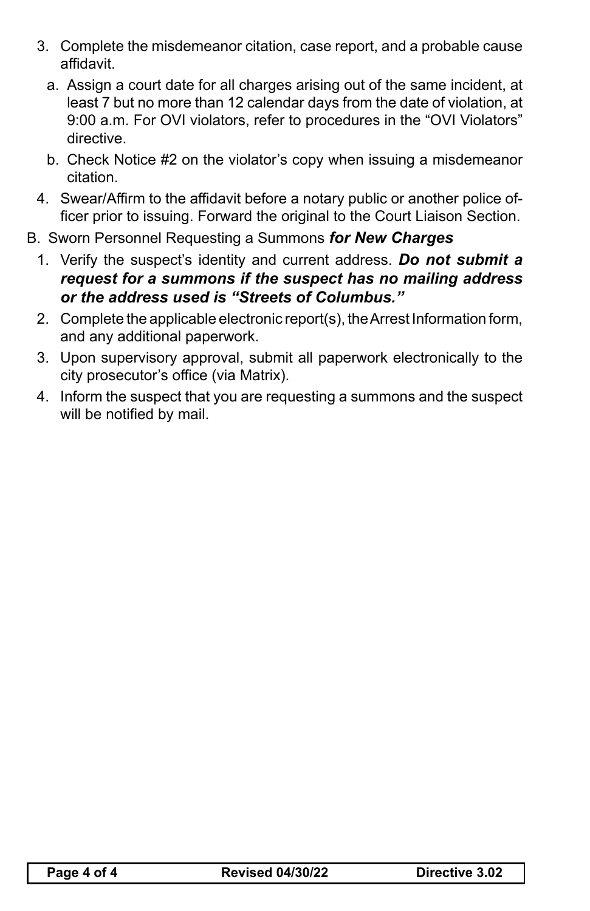3. Complete the misdemeanor citation, case report, and a probable cause affidavit.
   a. Assign a court date for all charges arising out of the same incident, at least 7 but no more than 12 calendar days from the date of violation, at 9:00 a.m. For OVI violators, refer to procedures in the "OVI Violators" directive.
   b. Check Notice #2 on the violator's copy when issuing a misdemeanor citation.
4. Swear/Affirm to the affidavit before a notary public or another police officer prior to issuing. Forward the original to the Court Liaison Section.

B. Sworn Personnel Requesting a Summons ***for New Charges***

1. Verify the suspect's identity and current address. ***Do not submit a request for a summons if the suspect has no mailing address or the address used is "Streets of Columbus."***
2. Complete the applicable electronic report(s), the Arrest Information form, and any additional paperwork.
3. Upon supervisory approval, submit all paperwork electronically to the city prosecutor's office (via Matrix).
4. Inform the suspect that you are requesting a summons and the suspect will be notified by mail.